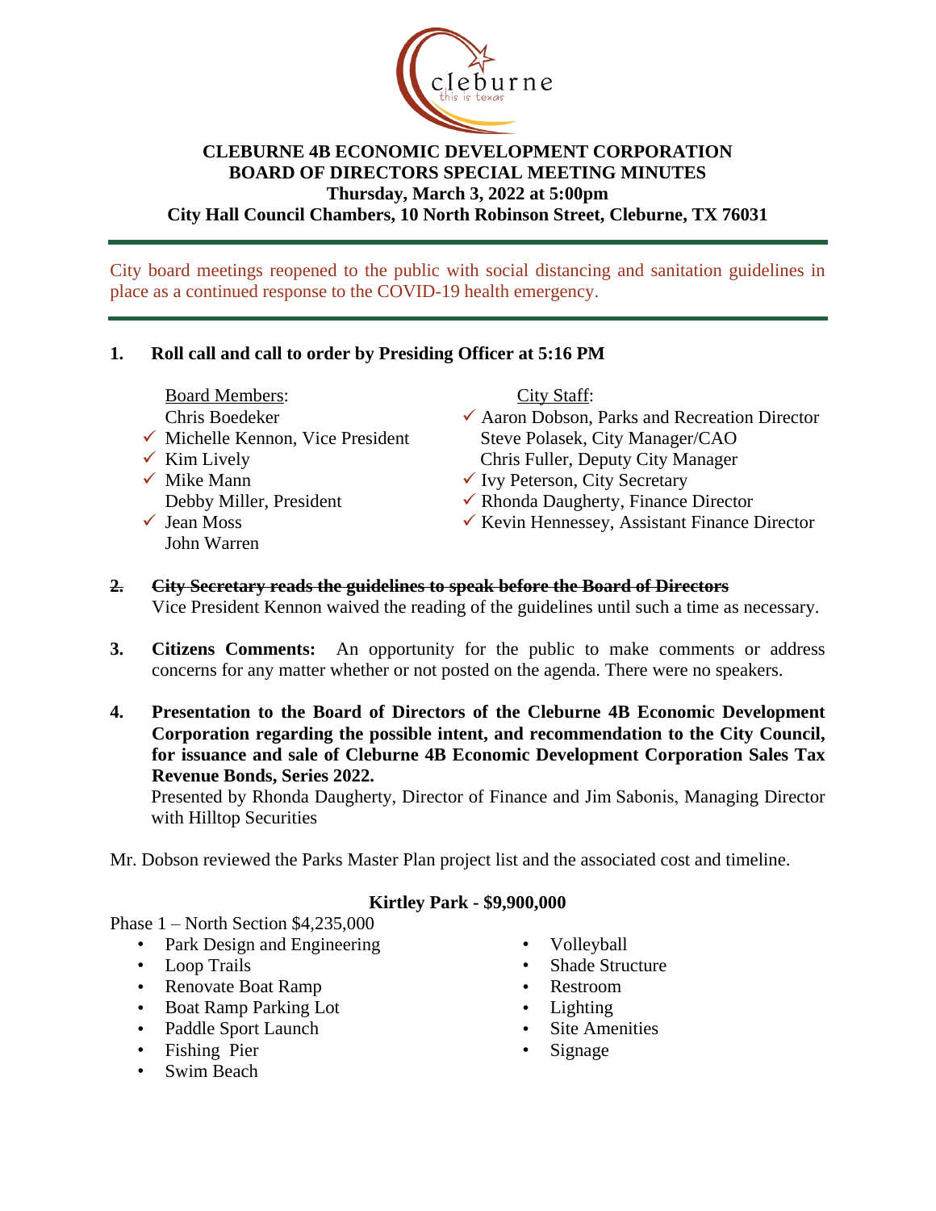# CLEBURNE 4B ECONOMIC DEVELOPMENT CORPORATION
## BOARD OF DIRECTORS SPECIAL MEETING MINUTES
**Thursday, March 3, 2022 at 5:00pm**
**City Hall Council Chambers, 10 North Robinson Street, Cleburne, TX 76031**

---

City board meetings reopened to the public with social distancing and sanitation guidelines in place as a continued response to the COVID-19 health emergency.

---

**1. Roll call and call to order by Presiding Officer at 5:16 PM**

Board Members:
- Chris Boedeker
- ✓ Michelle Kennon, Vice President
- ✓ Kim Lively
- ✓ Mike Mann
- Debby Miller, President
- ✓ Jean Moss
- John Warren

City Staff:
- ✓ Aaron Dobson, Parks and Recreation Director
- Steve Polasek, City Manager/CAO
- Chris Fuller, Deputy City Manager
- ✓ Ivy Peterson, City Secretary
- ✓ Rhonda Daugherty, Finance Director
- ✓ Kevin Hennessey, Assistant Finance Director

**2. ~~City Secretary reads the guidelines to speak before the Board of Directors~~**
Vice President Kennon waived the reading of the guidelines until such a time as necessary.

**3. Citizens Comments:** An opportunity for the public to make comments or address concerns for any matter whether or not posted on the agenda. There were no speakers.

**4. Presentation to the Board of Directors of the Cleburne 4B Economic Development Corporation regarding the possible intent, and recommendation to the City Council, for issuance and sale of Cleburne 4B Economic Development Corporation Sales Tax Revenue Bonds, Series 2022.**
Presented by Rhonda Daugherty, Director of Finance and Jim Sabonis, Managing Director with Hilltop Securities

Mr. Dobson reviewed the Parks Master Plan project list and the associated cost and timeline.

**Kirtley Park - $9,900,000**

Phase 1 – North Section $4,235,000
- Park Design and Engineering
- Loop Trails
- Renovate Boat Ramp
- Boat Ramp Parking Lot
- Paddle Sport Launch
- Fishing Pier
- Swim Beach
- Volleyball
- Shade Structure
- Restroom
- Lighting
- Site Amenities
- Signage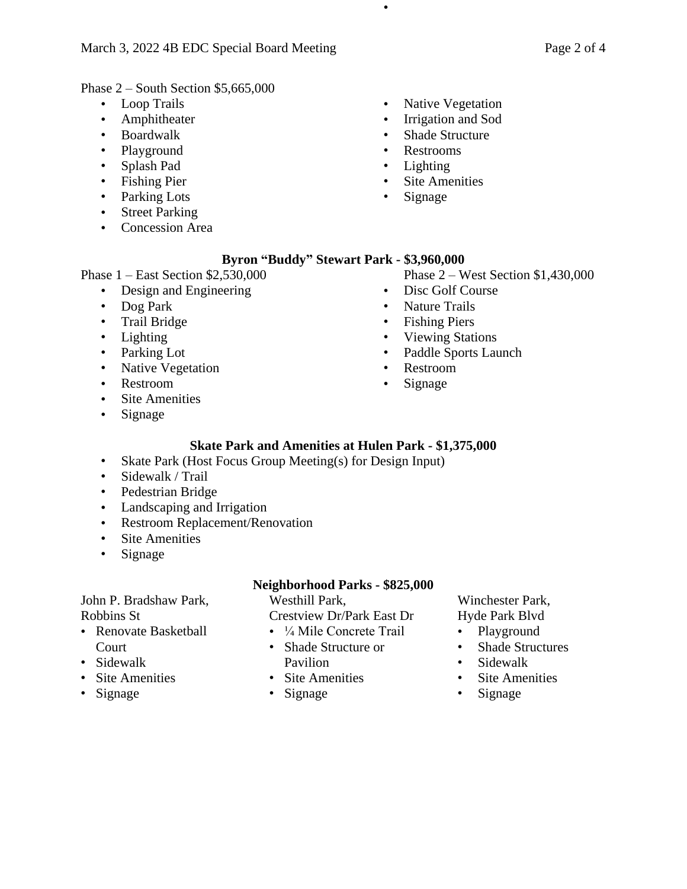Phase 2 – South Section $5,665,000

- Loop Trails
- Amphitheater
- Boardwalk
- Playground
- Splash Pad
- Fishing Pier
- Parking Lots
- Street Parking
- Concession Area
- Native Vegetation
- Irrigation and Sod
- Shade Structure
- Restrooms
- Lighting
- Site Amenities
- Signage

**Byron "Buddy" Stewart Park - $3,960,000**

Phase 1 – East Section $2,530,000

- Design and Engineering
- Dog Park
- Trail Bridge
- Lighting
- Parking Lot
- Native Vegetation
- Restroom
- Site Amenities
- Signage

Phase 2 – West Section $1,430,000

- Disc Golf Course
- Nature Trails
- Fishing Piers
- Viewing Stations
- Paddle Sports Launch
- Restroom
- Signage

**Skate Park and Amenities at Hulen Park - $1,375,000**

- Skate Park (Host Focus Group Meeting(s) for Design Input)
- Sidewalk / Trail
- Pedestrian Bridge
- Landscaping and Irrigation
- Restroom Replacement/Renovation
- Site Amenities
- Signage

**Neighborhood Parks - $825,000**

John P. Bradshaw Park, Robbins St

- Renovate Basketball Court
- Sidewalk
- Site Amenities
- Signage

Westhill Park, Crestview Dr/Park East Dr

- ¼ Mile Concrete Trail
- Shade Structure or Pavilion
- Site Amenities
- Signage

Winchester Park, Hyde Park Blvd

- Playground
- Shade Structures
- Sidewalk
- Site Amenities
- Signage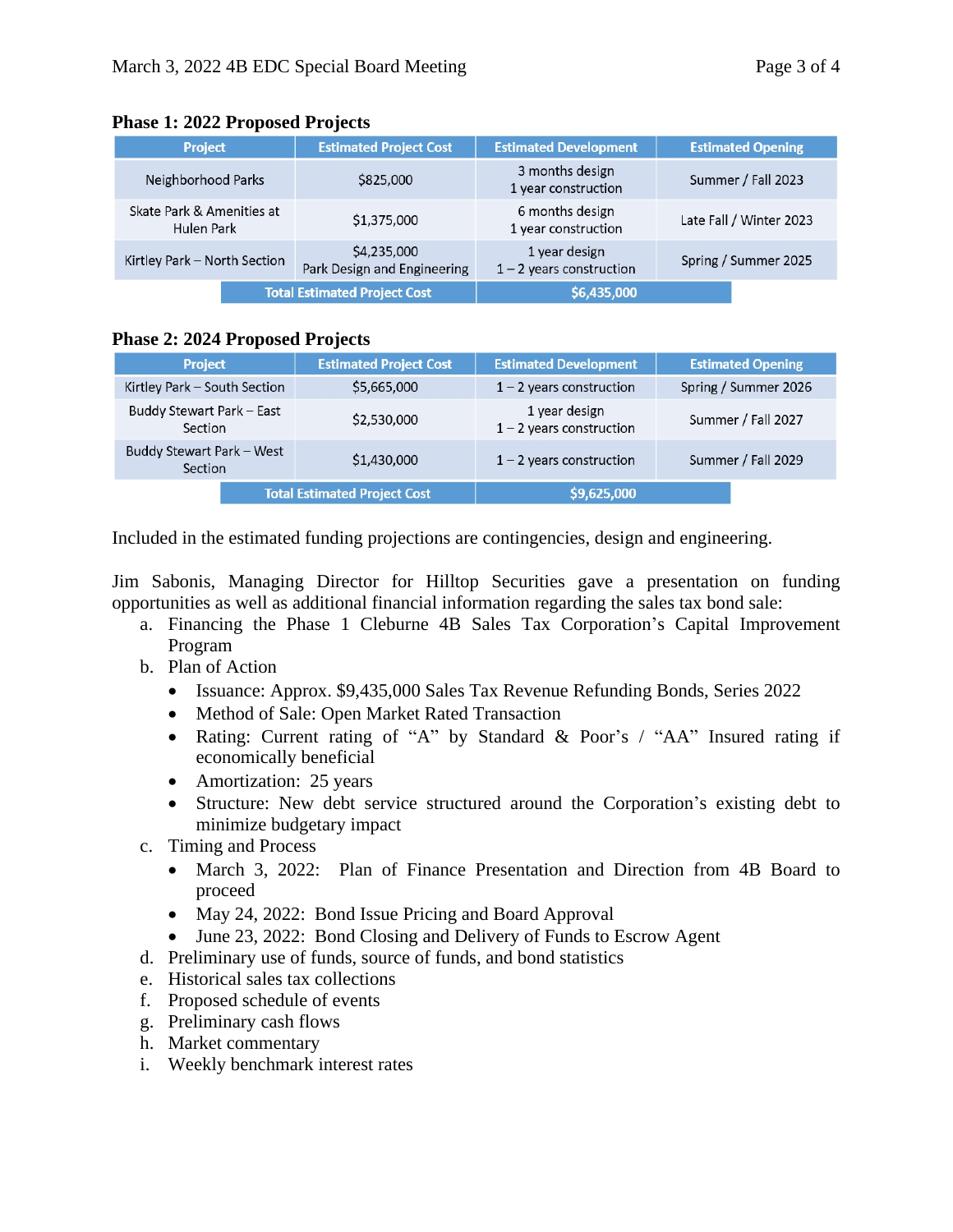**Phase 1: 2022 Proposed Projects**

| Project | Estimated Project Cost | Estimated Development | Estimated Opening |
|---|---|---|---|
| Neighborhood Parks | $825,000 | 3 months design<br>1 year construction | Summer / Fall 2023 |
| Skate Park & Amenities at Hulen Park | $1,375,000 | 6 months design<br>1 year construction | Late Fall / Winter 2023 |
| Kirtley Park – North Section | $4,235,000<br>Park Design and Engineering | 1 year design<br>1 – 2 years construction | Spring / Summer 2025 |
| | Total Estimated Project Cost | $6,435,000 | |

**Phase 2: 2024 Proposed Projects**

| Project | Estimated Project Cost | Estimated Development | Estimated Opening |
|---|---|---|---|
| Kirtley Park – South Section | $5,665,000 | 1 – 2 years construction | Spring / Summer 2026 |
| Buddy Stewart Park – East Section | $2,530,000 | 1 year design<br>1 – 2 years construction | Summer / Fall 2027 |
| Buddy Stewart Park – West Section | $1,430,000 | 1 – 2 years construction | Summer / Fall 2029 |
| | Total Estimated Project Cost | $9,625,000 | |

Included in the estimated funding projections are contingencies, design and engineering.

Jim Sabonis, Managing Director for Hilltop Securities gave a presentation on funding opportunities as well as additional financial information regarding the sales tax bond sale:

a. Financing the Phase 1 Cleburne 4B Sales Tax Corporation's Capital Improvement Program
b. Plan of Action
   - Issuance: Approx. $9,435,000 Sales Tax Revenue Refunding Bonds, Series 2022
   - Method of Sale: Open Market Rated Transaction
   - Rating: Current rating of "A" by Standard & Poor's / "AA" Insured rating if economically beneficial
   - Amortization: 25 years
   - Structure: New debt service structured around the Corporation's existing debt to minimize budgetary impact
c. Timing and Process
   - March 3, 2022: Plan of Finance Presentation and Direction from 4B Board to proceed
   - May 24, 2022: Bond Issue Pricing and Board Approval
   - June 23, 2022: Bond Closing and Delivery of Funds to Escrow Agent
d. Preliminary use of funds, source of funds, and bond statistics
e. Historical sales tax collections
f. Proposed schedule of events
g. Preliminary cash flows
h. Market commentary
i. Weekly benchmark interest rates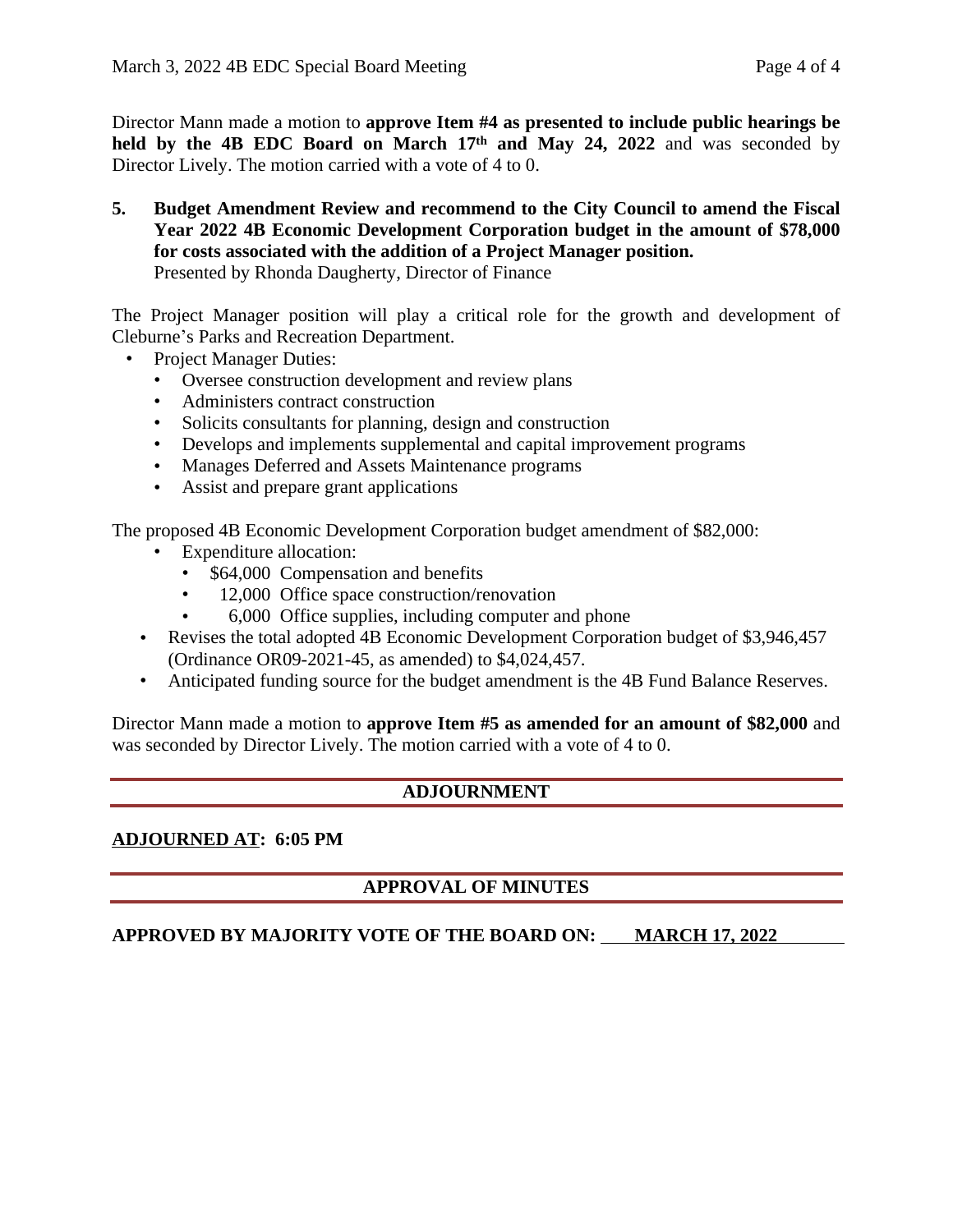Director Mann made a motion to **approve Item #4 as presented to include public hearings be held by the 4B EDC Board on March 17th and May 24, 2022** and was seconded by Director Lively. The motion carried with a vote of 4 to 0.

**5. Budget Amendment Review and recommend to the City Council to amend the Fiscal Year 2022 4B Economic Development Corporation budget in the amount of $78,000 for costs associated with the addition of a Project Manager position.**
Presented by Rhonda Daugherty, Director of Finance

The Project Manager position will play a critical role for the growth and development of Cleburne's Parks and Recreation Department.

- Project Manager Duties:
  - Oversee construction development and review plans
  - Administers contract construction
  - Solicits consultants for planning, design and construction
  - Develops and implements supplemental and capital improvement programs
  - Manages Deferred and Assets Maintenance programs
  - Assist and prepare grant applications

The proposed 4B Economic Development Corporation budget amendment of $82,000:

- Expenditure allocation:
  - $64,000 Compensation and benefits
  - 12,000 Office space construction/renovation
  - 6,000 Office supplies, including computer and phone
- Revises the total adopted 4B Economic Development Corporation budget of $3,946,457 (Ordinance OR09-2021-45, as amended) to $4,024,457.
- Anticipated funding source for the budget amendment is the 4B Fund Balance Reserves.

Director Mann made a motion to **approve Item #5 as amended for an amount of $82,000** and was seconded by Director Lively. The motion carried with a vote of 4 to 0.

## ADJOURNMENT

**ADJOURNED AT: 6:05 PM**

## APPROVAL OF MINUTES

**APPROVED BY MAJORITY VOTE OF THE BOARD ON: MARCH 17, 2022**